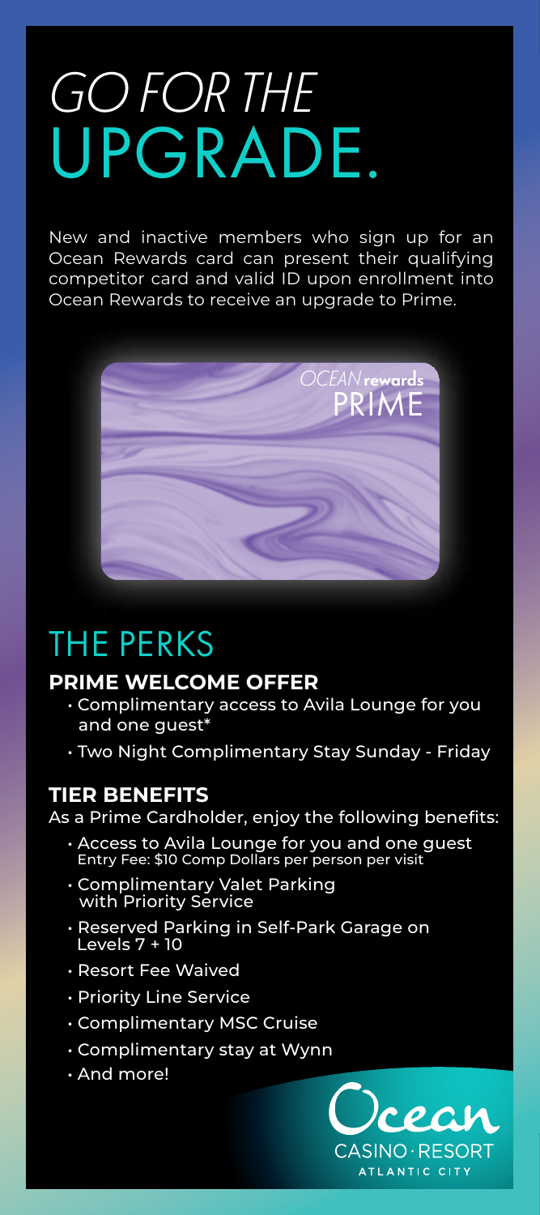# GO FOR THE UPGRADE.

New and inactive members who sign up for an Ocean Rewards card can present their qualifying competitor card and valid ID upon enrollment into Ocean Rewards to receive an upgrade to Prime.

OCEAN rewards PRIME

## THE PERKS

### PRIME WELCOME OFFER

- Complimentary access to Avila Lounge for you and one guest*
- Two Night Complimentary Stay Sunday - Friday

### TIER BENEFITS

As a Prime Cardholder, enjoy the following benefits:

- Access to Avila Lounge for you and one guest
  Entry Fee: $10 Comp Dollars per person per visit
- Complimentary Valet Parking with Priority Service
- Reserved Parking in Self-Park Garage on Levels 7 + 10
- Resort Fee Waived
- Priority Line Service
- Complimentary MSC Cruise
- Complimentary stay at Wynn
- And more!

Ocean CASINO · RESORT ATLANTIC CITY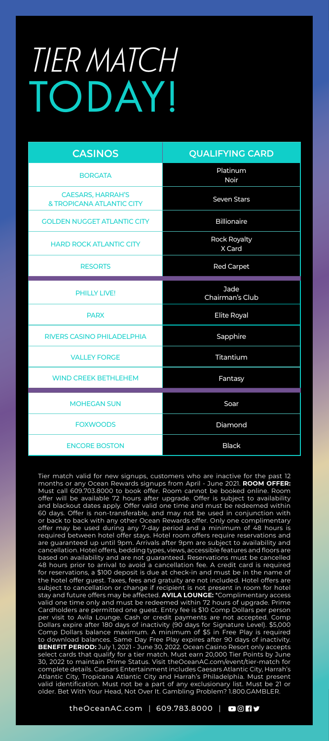# *TIER MATCH*
# TODAY!

| CASINOS | QUALIFYING CARD |
|---|---|
| BORGATA | Platinum<br>Noir |
| CAESARS, HARRAH'S & TROPICANA ATLANTIC CITY | Seven Stars |
| GOLDEN NUGGET ATLANTIC CITY | Billionaire |
| HARD ROCK ATLANTIC CITY | Rock Royalty<br>X Card |
| RESORTS | Red Carpet |
| PHILLY LIVE! | Jade<br>Chairman's Club |
| PARX | Elite Royal |
| RIVERS CASINO PHILADELPHIA | Sapphire |
| VALLEY FORGE | Titantium |
| WIND CREEK BETHLEHEM | Fantasy |
| MOHEGAN SUN | Soar |
| FOXWOODS | Diamond |
| ENCORE BOSTON | Black |

Tier match valid for new signups, customers who are inactive for the past 12 months or any Ocean Rewards signups from April - June 2021. **ROOM OFFER:** Must call 609.703.8000 to book offer. Room cannot be booked online. Room offer will be available 72 hours after upgrade. Offer is subject to availability and blackout dates apply. Offer valid one time and must be redeemed within 60 days. Offer is non-transferable, and may not be used in conjunction with or back to back with any other Ocean Rewards offer. Only one complimentary offer may be used during any 7-day period and a minimum of 48 hours is required between hotel offer stays. Hotel room offers require reservations and are guaranteed up until 9pm. Arrivals after 9pm are subject to availability and cancellation. Hotel offers, bedding types, views, accessible features and floors are based on availability and are not guaranteed. Reservations must be cancelled 48 hours prior to arrival to avoid a cancellation fee. A credit card is required for reservations, a $100 deposit is due at check-in and must be in the name of the hotel offer guest. Taxes, fees and gratuity are not included. Hotel offers are subject to cancellation or change if recipient is not present in room for hotel stay and future offers may be affected. **AVILA LOUNGE:** *Complimentary access valid one time only and must be redeemed within 72 hours of upgrade. Prime Cardholders are permitted one guest. Entry fee is $10 Comp Dollars per person per visit to Avila Lounge. Cash or credit payments are not accepted. Comp Dollars expire after 180 days of inactivity (90 days for Signature Level). $5,000 Comp Dollars balance maximum. A minimum of $5 in Free Play is required to download balances. Same Day Free Play expires after 90 days of inactivity. **BENEFIT PERIOD:** July 1, 2021 - June 30, 2022. Ocean Casino Resort only accepts select cards that qualify for a tier match. Must earn 20,000 Tier Points by June 30, 2022 to maintain Prime Status. Visit theOceanAC.com/event/tier-match for complete details. Caesars Entertainment includes Caesars Atlantic City, Harrah's Atlantic City, Tropicana Atlantic City and Harrah's Philadelphia. Must present valid identification. Must not be a part of any exclusionary list. Must be 21 or older. Bet With Your Head, Not Over It. Gambling Problem? 1.800.GAMBLER.

theOceanAC.com | 609.783.8000